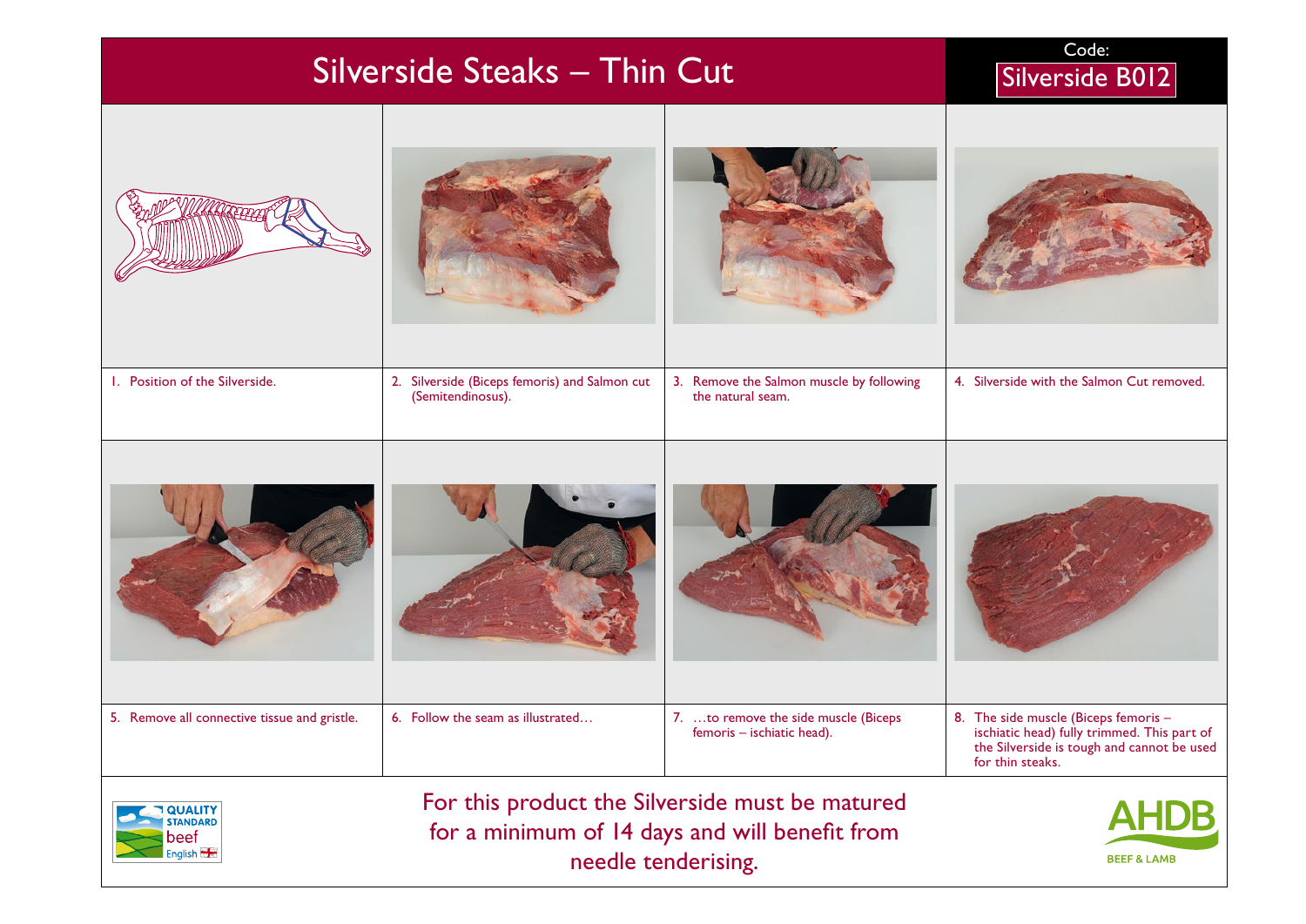# Silverside Steaks – Thin Cut

Code: Silverside B012

1. Position of the Silverside.
2. Silverside (Biceps femoris) and Salmon cut (Semitendinosus).
3. Remove the Salmon muscle by following the natural seam.
4. Silverside with the Salmon Cut removed.
5. Remove all connective tissue and gristle.
6. Follow the seam as illustrated…
7. …to remove the side muscle (Biceps femoris – ischiatic head).
8. The side muscle (Biceps femoris – ischiatic head) fully trimmed. This part of the Silverside is tough and cannot be used for thin steaks.

For this product the Silverside must be matured for a minimum of 14 days and will benefit from needle tenderising.

QUALITY STANDARD beef English

AHDB BEEF & LAMB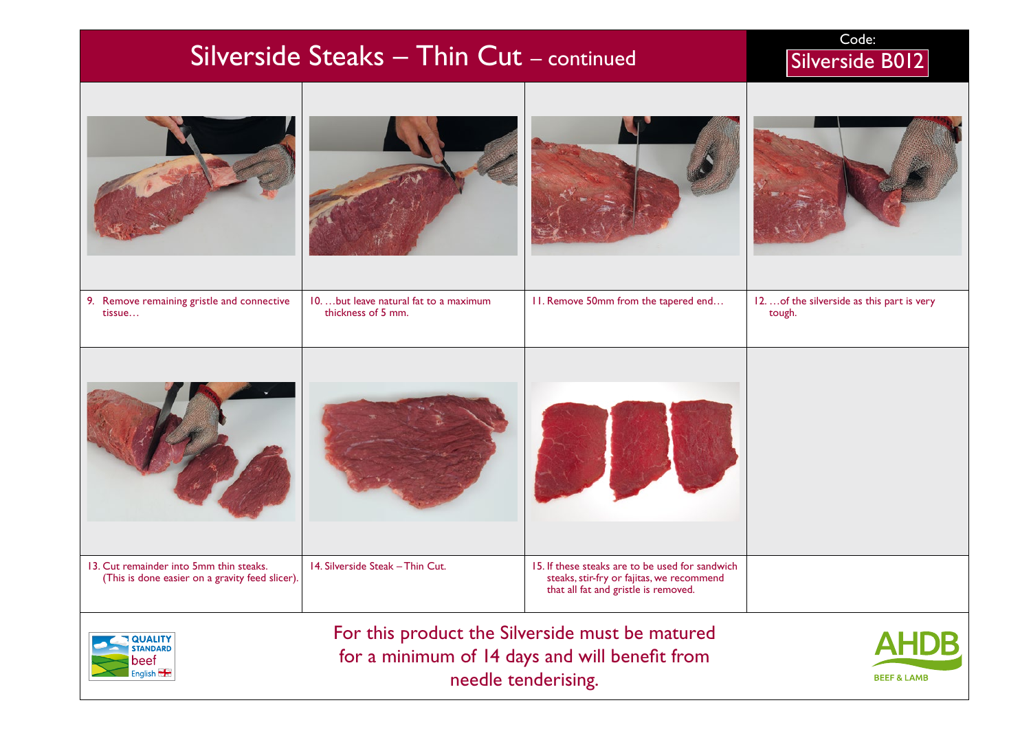# Silverside Steaks – Thin Cut – continued

Code: Silverside B012

9. Remove remaining gristle and connective tissue…

10. …but leave natural fat to a maximum thickness of 5 mm.

11. Remove 50mm from the tapered end…

12. …of the silverside as this part is very tough.

13. Cut remainder into 5mm thin steaks. (This is done easier on a gravity feed slicer).

14. Silverside Steak – Thin Cut.

15. If these steaks are to be used for sandwich steaks, stir-fry or fajitas, we recommend that all fat and gristle is removed.

For this product the Silverside must be matured for a minimum of 14 days and will benefit from needle tenderising.

QUALITY STANDARD beef English

AHDB BEEF & LAMB